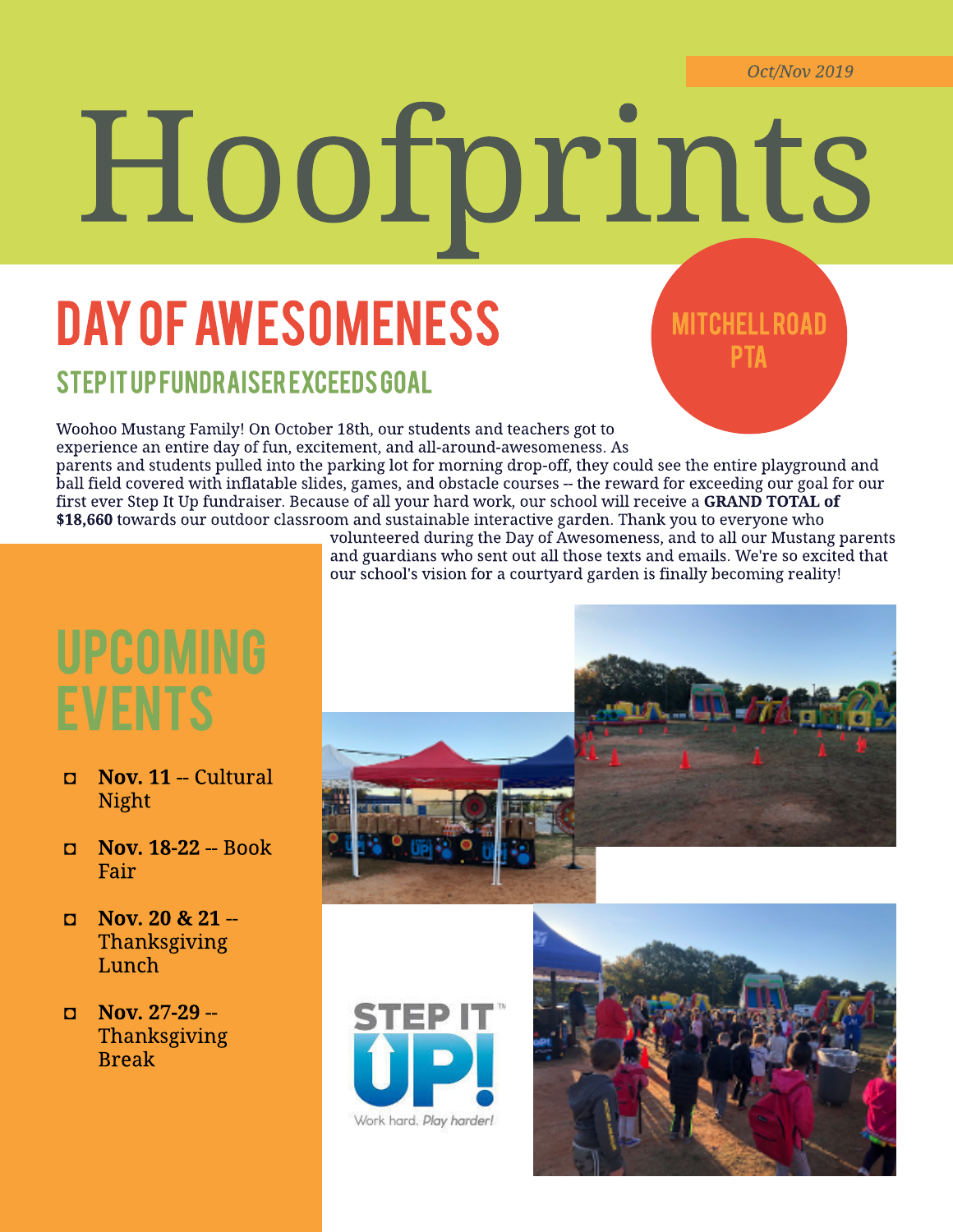*Oct/Nov 2019*

# Hoofprints

**MITCHELL ROAD PTA**

## DAY OF AWESOMENESS

### STEP IT UP FUNDRAISER EXCEEDS GOAL

Woohoo Mustang Family! On October 18th, our students and teachers got to experience an entire day of fun, excitement, and all-around-awesomeness. As parents and students pulled into the parking lot for morning drop-off, they could see the entire playground and ball field covered with inflatable slides, games, and obstacle courses -- the reward for exceeding our goal for our first ever Step It Up fundraiser. Because of all your hard work, our school will receive a **GRAND TOTAL of $18,660** towards our outdoor classroom and sustainable interactive garden. Thank you to everyone who volunteered during the Day of Awesomeness, and to all our Mustang parents and guardians who sent out all those texts and emails. We're so excited that our school's vision for a courtyard garden is finally becoming reality!

## UPCOMING EVENTS

- **Nov. 11** -- Cultural Night
- **Nov. 18-22** -- Book Fair
- **Nov. 20 & 21** -- Thanksgiving Lunch
- **Nov. 27-29** -- Thanksgiving Break

STEP IT UP!™ Work hard. *Play harder!*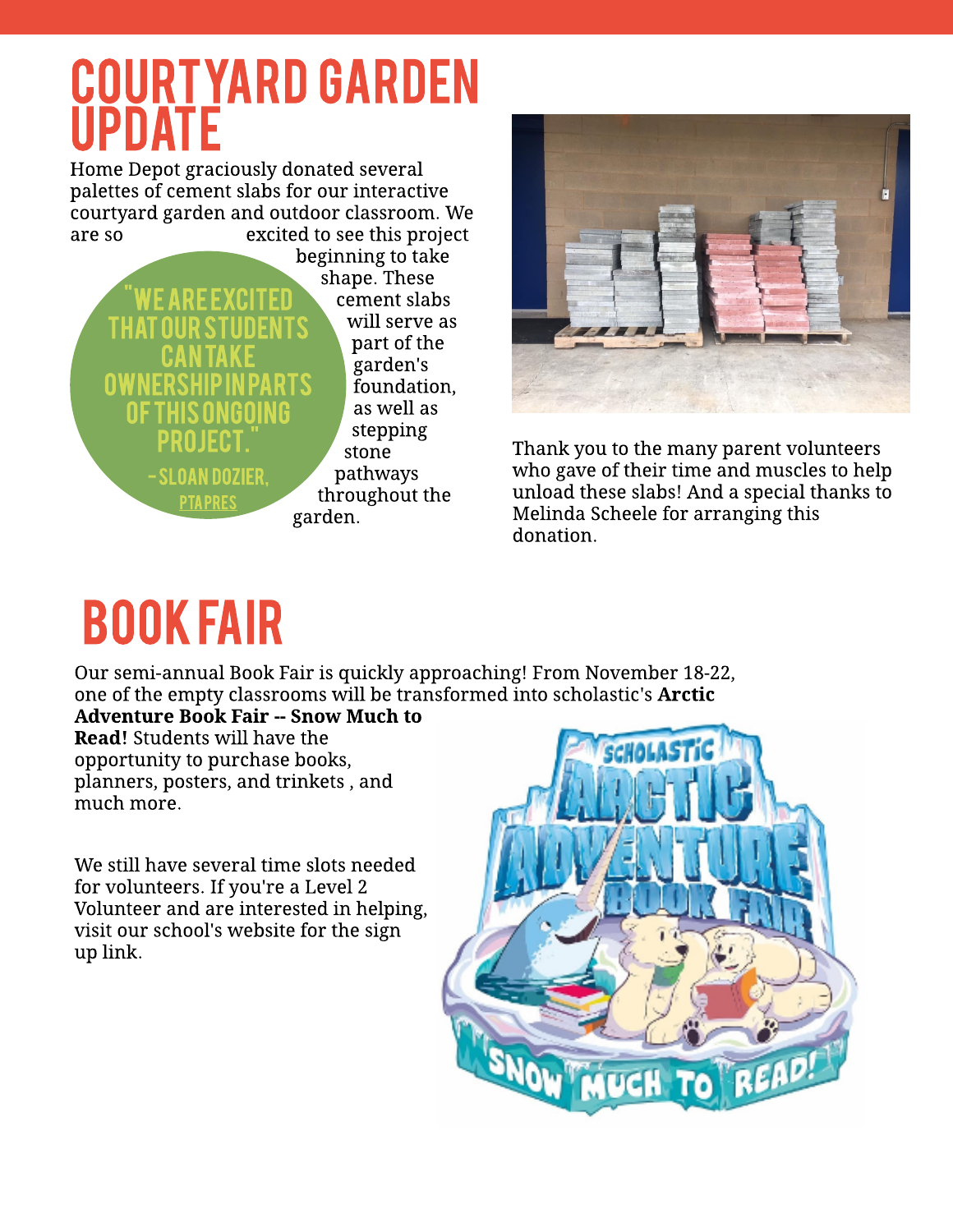# COURTYARD GARDEN UPDATE

Home Depot graciously donated several palettes of cement slabs for our interactive courtyard garden and outdoor classroom. We are so excited to see this project beginning to take shape. These cement slabs will serve as part of the garden's foundation, as well as stepping stone pathways throughout the garden.

> "WE ARE EXCITED THAT OUR STUDENTS CAN TAKE OWNERSHIP IN PARTS OF THIS ONGOING PROJECT."
>
> - SLOAN DOZIER, PTA PRES

Thank you to the many parent volunteers who gave of their time and muscles to help unload these slabs! And a special thanks to Melinda Scheele for arranging this donation.

# BOOK FAIR

Our semi-annual Book Fair is quickly approaching! From November 18-22, one of the empty classrooms will be transformed into scholastic's **Arctic Adventure Book Fair -- Snow Much to Read!** Students will have the opportunity to purchase books, planners, posters, and trinkets , and much more.

We still have several time slots needed for volunteers. If you're a Level 2 Volunteer and are interested in helping, visit our school's website for the sign up link.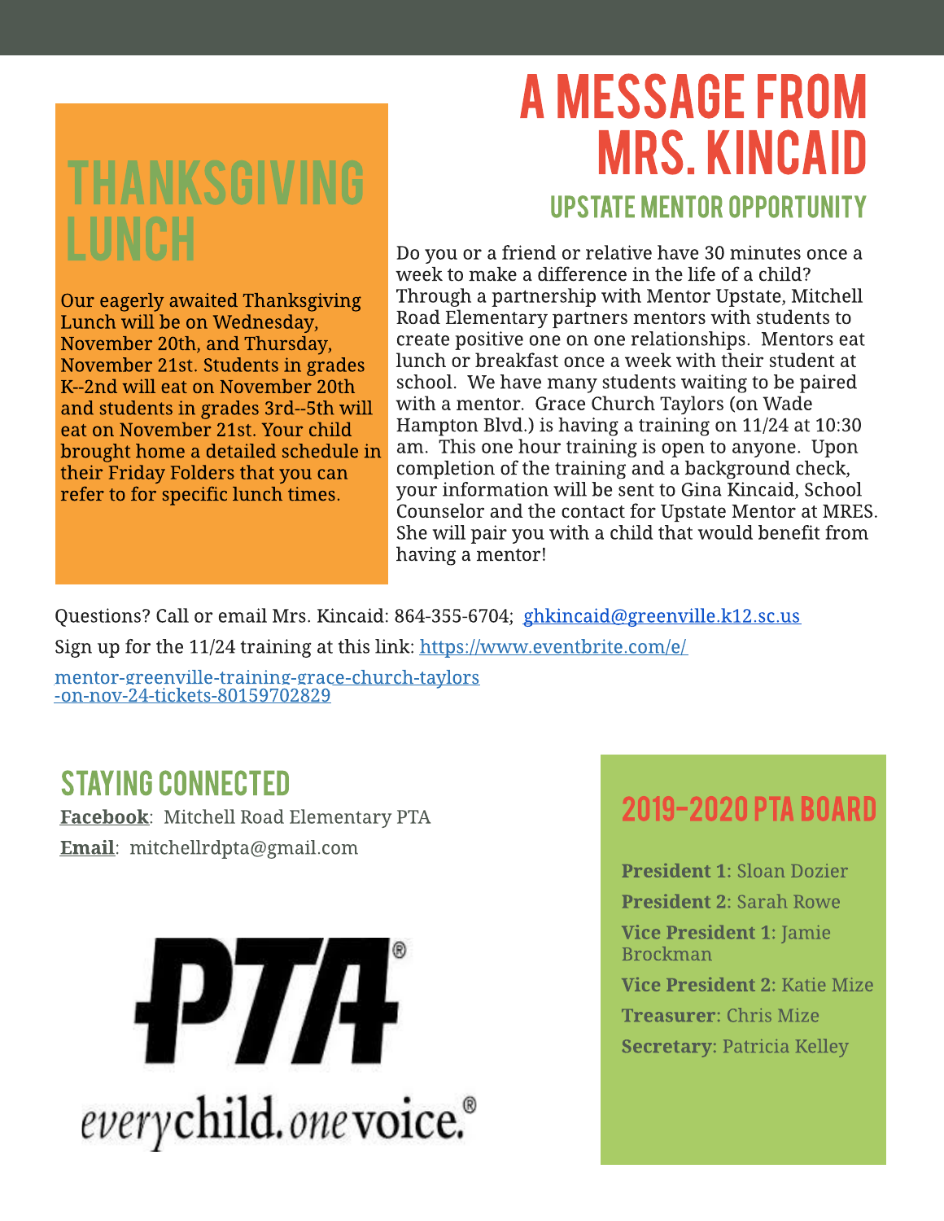# THANKSGIVING LUNCH

Our eagerly awaited Thanksgiving Lunch will be on Wednesday, November 20th, and Thursday, November 21st. Students in grades K--2nd will eat on November 20th and students in grades 3rd--5th will eat on November 21st. Your child brought home a detailed schedule in their Friday Folders that you can refer to for specific lunch times.

# A MESSAGE FROM MRS. KINCAID

## UPSTATE MENTOR OPPORTUNITY

Do you or a friend or relative have 30 minutes once a week to make a difference in the life of a child? Through a partnership with Mentor Upstate, Mitchell Road Elementary partners mentors with students to create positive one on one relationships. Mentors eat lunch or breakfast once a week with their student at school. We have many students waiting to be paired with a mentor. Grace Church Taylors (on Wade Hampton Blvd.) is having a training on 11/24 at 10:30 am. This one hour training is open to anyone. Upon completion of the training and a background check, your information will be sent to Gina Kincaid, School Counselor and the contact for Upstate Mentor at MRES. She will pair you with a child that would benefit from having a mentor!

Questions? Call or email Mrs. Kincaid: 864-355-6704; ghkincaid@greenville.k12.sc.us

Sign up for the 11/24 training at this link: https://www.eventbrite.com/e/mentor-greenville-training-grace-church-taylors-on-nov-24-tickets-80159702829

## STAYING CONNECTED

**Facebook**: Mitchell Road Elementary PTA

**Email**: mitchellrdpta@gmail.com

PTA®

everychild. onevoice.®

## 2019-2020 PTA BOARD

**President 1**: Sloan Dozier

**President 2**: Sarah Rowe

**Vice President 1**: Jamie Brockman

**Vice President 2**: Katie Mize

**Treasurer**: Chris Mize

**Secretary**: Patricia Kelley